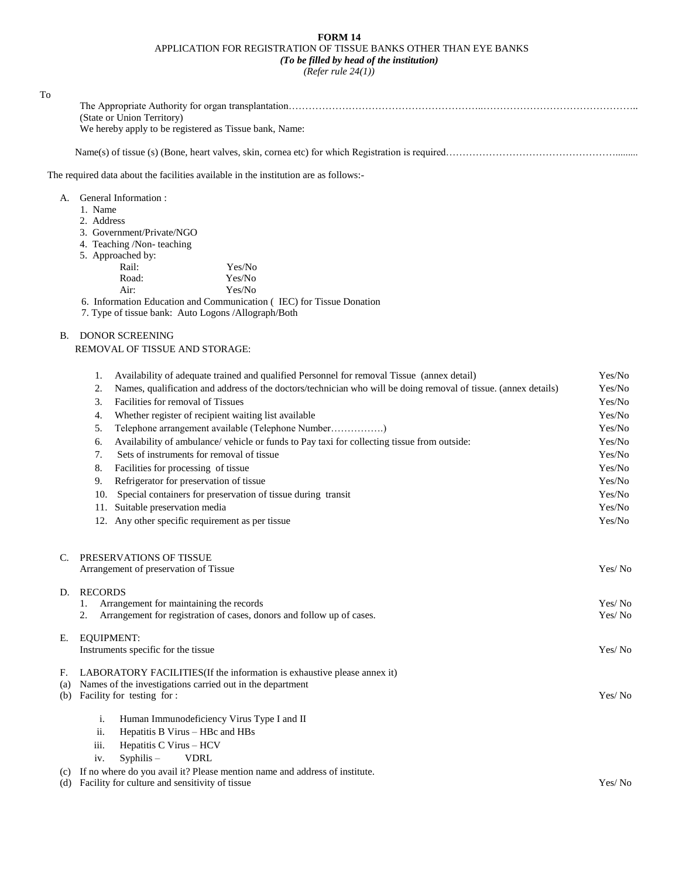**FORM 14**

APPLICATION FOR REGISTRATION OF TISSUE BANKS OTHER THAN EYE BANKS

***(To be filled by head of the institution)***

*(Refer rule 24(1))*

To

The Appropriate Authority for organ transplantation…………………………………………………..………………………………………..
(State or Union Territory)
We hereby apply to be registered as Tissue bank, Name:

Name(s) of tissue (s) (Bone, heart valves, skin, cornea etc) for which Registration is required……………………………………………........

The required data about the facilities available in the institution are as follows:-

A. General Information :
   1. Name
   2. Address
   3. Government/Private/NGO
   4. Teaching /Non- teaching
   5. Approached by:
      - Rail: Yes/No
      - Road: Yes/No
      - Air: Yes/No
   6. Information Education and Communication ( IEC) for Tissue Donation
   7. Type of tissue bank: Auto Logons /Allograph/Both

B. DONOR SCREENING
   REMOVAL OF TISSUE AND STORAGE:

| | | |
|---|---|---|
| 1. | Availability of adequate trained and qualified Personnel for removal Tissue (annex detail) | Yes/No |
| 2. | Names, qualification and address of the doctors/technician who will be doing removal of tissue. (annex details) | Yes/No |
| 3. | Facilities for removal of Tissues | Yes/No |
| 4. | Whether register of recipient waiting list available | Yes/No |
| 5. | Telephone arrangement available (Telephone Number…………….) | Yes/No |
| 6. | Availability of ambulance/ vehicle or funds to Pay taxi for collecting tissue from outside: | Yes/No |
| 7. | Sets of instruments for removal of tissue | Yes/No |
| 8. | Facilities for processing of tissue | Yes/No |
| 9. | Refrigerator for preservation of tissue | Yes/No |
| 10. | Special containers for preservation of tissue during transit | Yes/No |
| 11. | Suitable preservation media | Yes/No |
| 12. | Any other specific requirement as per tissue | Yes/No |

C. PRESERVATIONS OF TISSUE
   Arrangement of preservation of Tissue — Yes/ No

D. RECORDS
   1. Arrangement for maintaining the records — Yes/ No
   2. Arrangement for registration of cases, donors and follow up of cases. — Yes/ No

E. EQUIPMENT:
   Instruments specific for the tissue — Yes/ No

F. LABORATORY FACILITIES(If the information is exhaustive please annex it)

(a) Names of the investigations carried out in the department

(b) Facility for testing for : — Yes/ No

   i. Human Immunodeficiency Virus Type I and II
   ii. Hepatitis B Virus – HBc and HBs
   iii. Hepatitis C Virus – HCV
   iv. Syphilis – VDRL

(c) If no where do you avail it? Please mention name and address of institute.

(d) Facility for culture and sensitivity of tissue — Yes/ No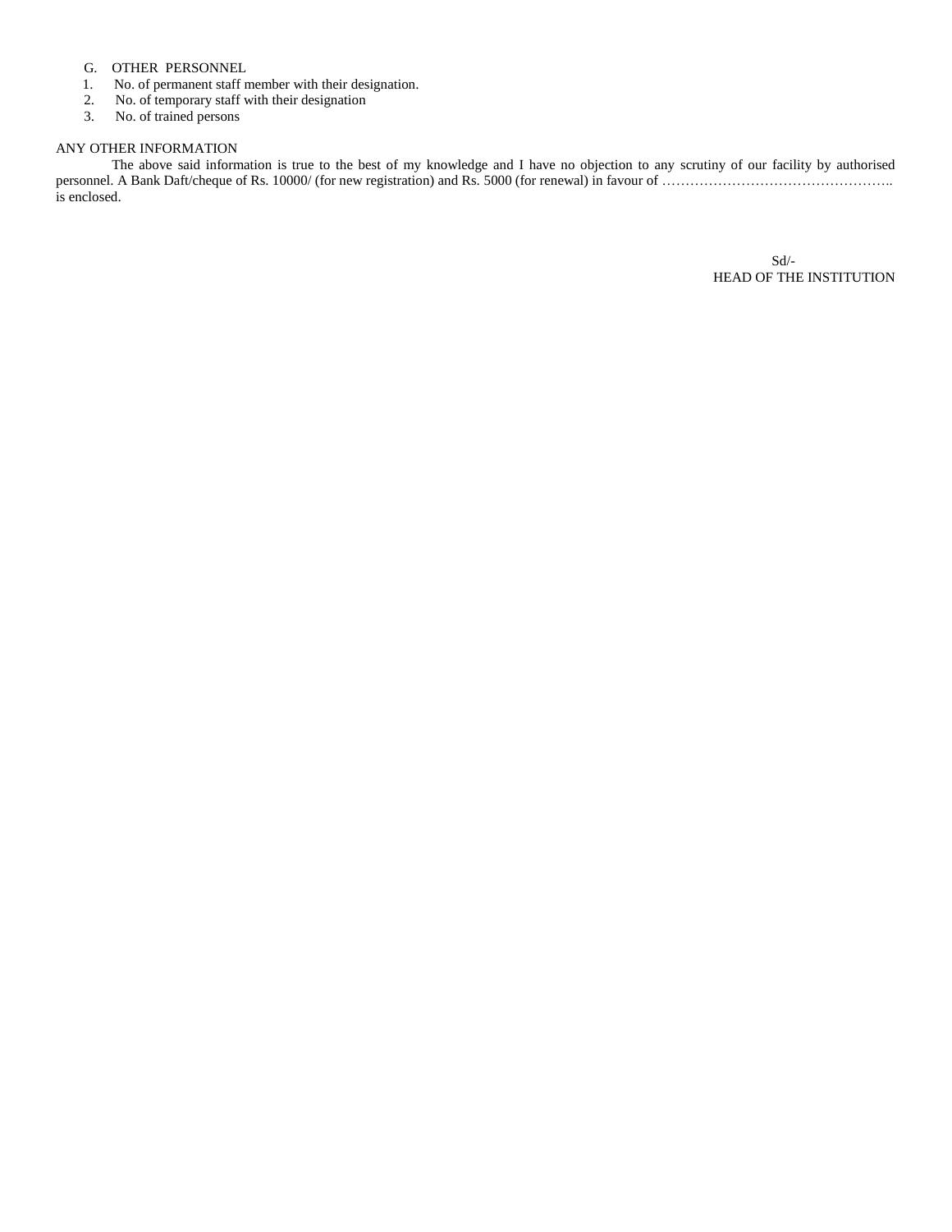G. OTHER PERSONNEL

1. No. of permanent staff member with their designation.
2. No. of temporary staff with their designation
3. No. of trained persons

ANY OTHER INFORMATION

The above said information is true to the best of my knowledge and I have no objection to any scrutiny of our facility by authorised personnel. A Bank Daft/cheque of Rs. 10000/ (for new registration) and Rs. 5000 (for renewal) in favour of ………………………………………….. is enclosed.

Sd/-
HEAD OF THE INSTITUTION